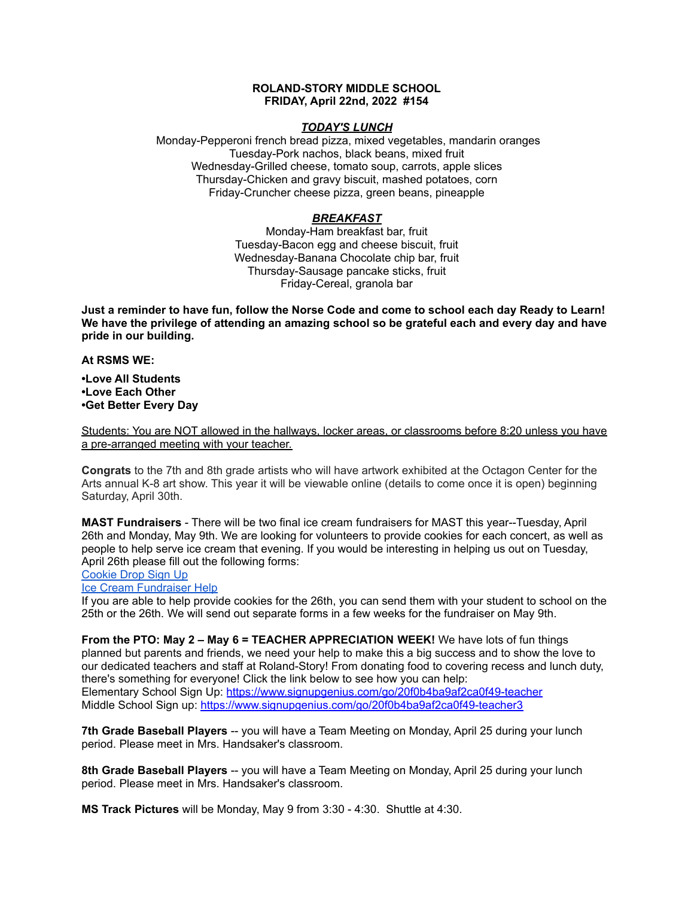**ROLAND-STORY MIDDLE SCHOOL**
**FRIDAY, April 22nd, 2022 #154**

***TODAY'S LUNCH***

Monday-Pepperoni french bread pizza, mixed vegetables, mandarin oranges
Tuesday-Pork nachos, black beans, mixed fruit
Wednesday-Grilled cheese, tomato soup, carrots, apple slices
Thursday-Chicken and gravy biscuit, mashed potatoes, corn
Friday-Cruncher cheese pizza, green beans, pineapple

***BREAKFAST***

Monday-Ham breakfast bar, fruit
Tuesday-Bacon egg and cheese biscuit, fruit
Wednesday-Banana Chocolate chip bar, fruit
Thursday-Sausage pancake sticks, fruit
Friday-Cereal, granola bar

**Just a reminder to have fun, follow the Norse Code and come to school each day Ready to Learn! We have the privilege of attending an amazing school so be grateful each and every day and have pride in our building.**

**At RSMS WE:**

**•Love All Students**
**•Love Each Other**
**•Get Better Every Day**

Students: You are NOT allowed in the hallways, locker areas, or classrooms before 8:20 unless you have a pre-arranged meeting with your teacher.

**Congrats** to the 7th and 8th grade artists who will have artwork exhibited at the Octagon Center for the Arts annual K-8 art show. This year it will be viewable online (details to come once it is open) beginning Saturday, April 30th.

**MAST Fundraisers** - There will be two final ice cream fundraisers for MAST this year--Tuesday, April 26th and Monday, May 9th. We are looking for volunteers to provide cookies for each concert, as well as people to help serve ice cream that evening. If you would be interesting in helping us out on Tuesday, April 26th please fill out the following forms:
Cookie Drop Sign Up
Ice Cream Fundraiser Help
If you are able to help provide cookies for the 26th, you can send them with your student to school on the 25th or the 26th. We will send out separate forms in a few weeks for the fundraiser on May 9th.

**From the PTO: May 2 – May 6 = TEACHER APPRECIATION WEEK!** We have lots of fun things planned but parents and friends, we need your help to make this a big success and to show the love to our dedicated teachers and staff at Roland-Story! From donating food to covering recess and lunch duty, there's something for everyone! Click the link below to see how you can help:
Elementary School Sign Up: https://www.signupgenius.com/go/20f0b4ba9af2ca0f49-teacher
Middle School Sign up: https://www.signupgenius.com/go/20f0b4ba9af2ca0f49-teacher3

**7th Grade Baseball Players** -- you will have a Team Meeting on Monday, April 25 during your lunch period. Please meet in Mrs. Handsaker's classroom.

**8th Grade Baseball Players** -- you will have a Team Meeting on Monday, April 25 during your lunch period. Please meet in Mrs. Handsaker's classroom.

**MS Track Pictures** will be Monday, May 9 from 3:30 - 4:30. Shuttle at 4:30.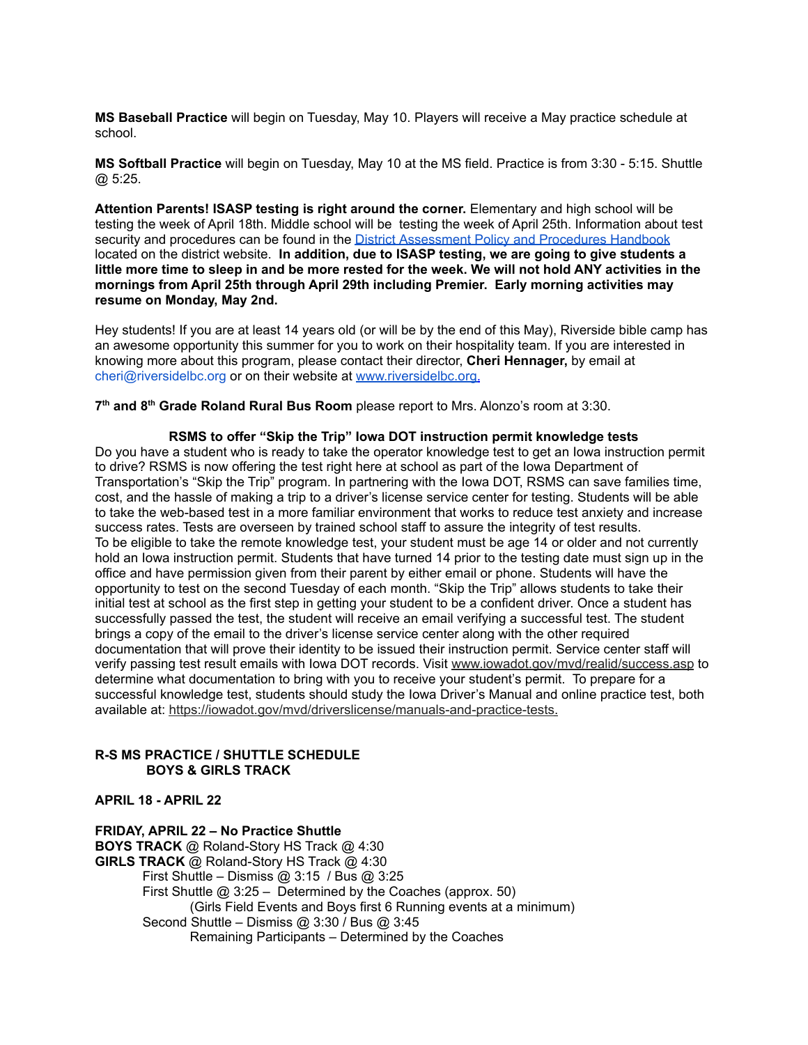**MS Baseball Practice** will begin on Tuesday, May 10. Players will receive a May practice schedule at school.

**MS Softball Practice** will begin on Tuesday, May 10 at the MS field. Practice is from 3:30 - 5:15. Shuttle @ 5:25.

**Attention Parents! ISASP testing is right around the corner.** Elementary and high school will be testing the week of April 18th. Middle school will be testing the week of April 25th. Information about test security and procedures can be found in the [District Assessment Policy and Procedures Handbook](#) located on the district website. **In addition, due to ISASP testing, we are going to give students a little more time to sleep in and be more rested for the week. We will not hold ANY activities in the mornings from April 25th through April 29th including Premier. Early morning activities may resume on Monday, May 2nd.**

Hey students! If you are at least 14 years old (or will be by the end of this May), Riverside bible camp has an awesome opportunity this summer for you to work on their hospitality team. If you are interested in knowing more about this program, please contact their director, **Cheri Hennager,** by email at cheri@riversidelbc.org or on their website at [www.riversidelbc.org.](http://www.riversidelbc.org)

**7th and 8th Grade Roland Rural Bus Room** please report to Mrs. Alonzo's room at 3:30.

**RSMS to offer "Skip the Trip" Iowa DOT instruction permit knowledge tests**

Do you have a student who is ready to take the operator knowledge test to get an Iowa instruction permit to drive? RSMS is now offering the test right here at school as part of the Iowa Department of Transportation's "Skip the Trip" program. In partnering with the Iowa DOT, RSMS can save families time, cost, and the hassle of making a trip to a driver's license service center for testing. Students will be able to take the web-based test in a more familiar environment that works to reduce test anxiety and increase success rates. Tests are overseen by trained school staff to assure the integrity of test results.

To be eligible to take the remote knowledge test, your student must be age 14 or older and not currently hold an Iowa instruction permit. Students that have turned 14 prior to the testing date must sign up in the office and have permission given from their parent by either email or phone. Students will have the opportunity to test on the second Tuesday of each month. "Skip the Trip" allows students to take their initial test at school as the first step in getting your student to be a confident driver. Once a student has successfully passed the test, the student will receive an email verifying a successful test. The student brings a copy of the email to the driver's license service center along with the other required documentation that will prove their identity to be issued their instruction permit. Service center staff will verify passing test result emails with Iowa DOT records. Visit www.iowadot.gov/mvd/realid/success.asp to determine what documentation to bring with you to receive your student's permit. To prepare for a successful knowledge test, students should study the Iowa Driver's Manual and online practice test, both available at: https://iowadot.gov/mvd/driverslicense/manuals-and-practice-tests.

**R-S MS PRACTICE / SHUTTLE SCHEDULE**
**BOYS & GIRLS TRACK**

**APRIL 18 - APRIL 22**

**FRIDAY, APRIL 22 – No Practice Shuttle**
**BOYS TRACK** @ Roland-Story HS Track @ 4:30
**GIRLS TRACK** @ Roland-Story HS Track @ 4:30

- First Shuttle – Dismiss @ 3:15 / Bus @ 3:25
- First Shuttle @ 3:25 – Determined by the Coaches (approx. 50)
  - (Girls Field Events and Boys first 6 Running events at a minimum)
- Second Shuttle – Dismiss @ 3:30 / Bus @ 3:45
  - Remaining Participants – Determined by the Coaches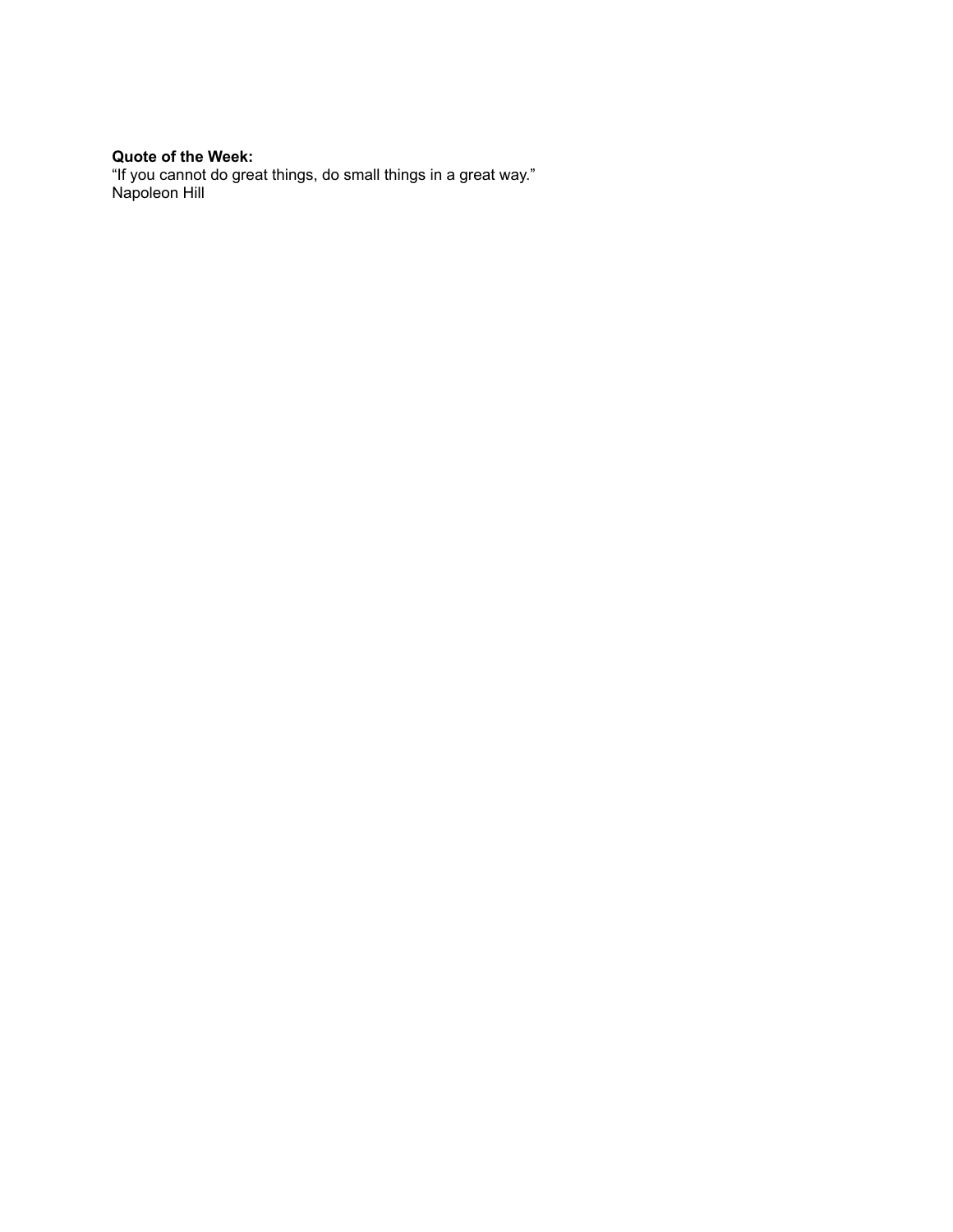**Quote of the Week:**
“If you cannot do great things, do small things in a great way.”
Napoleon Hill